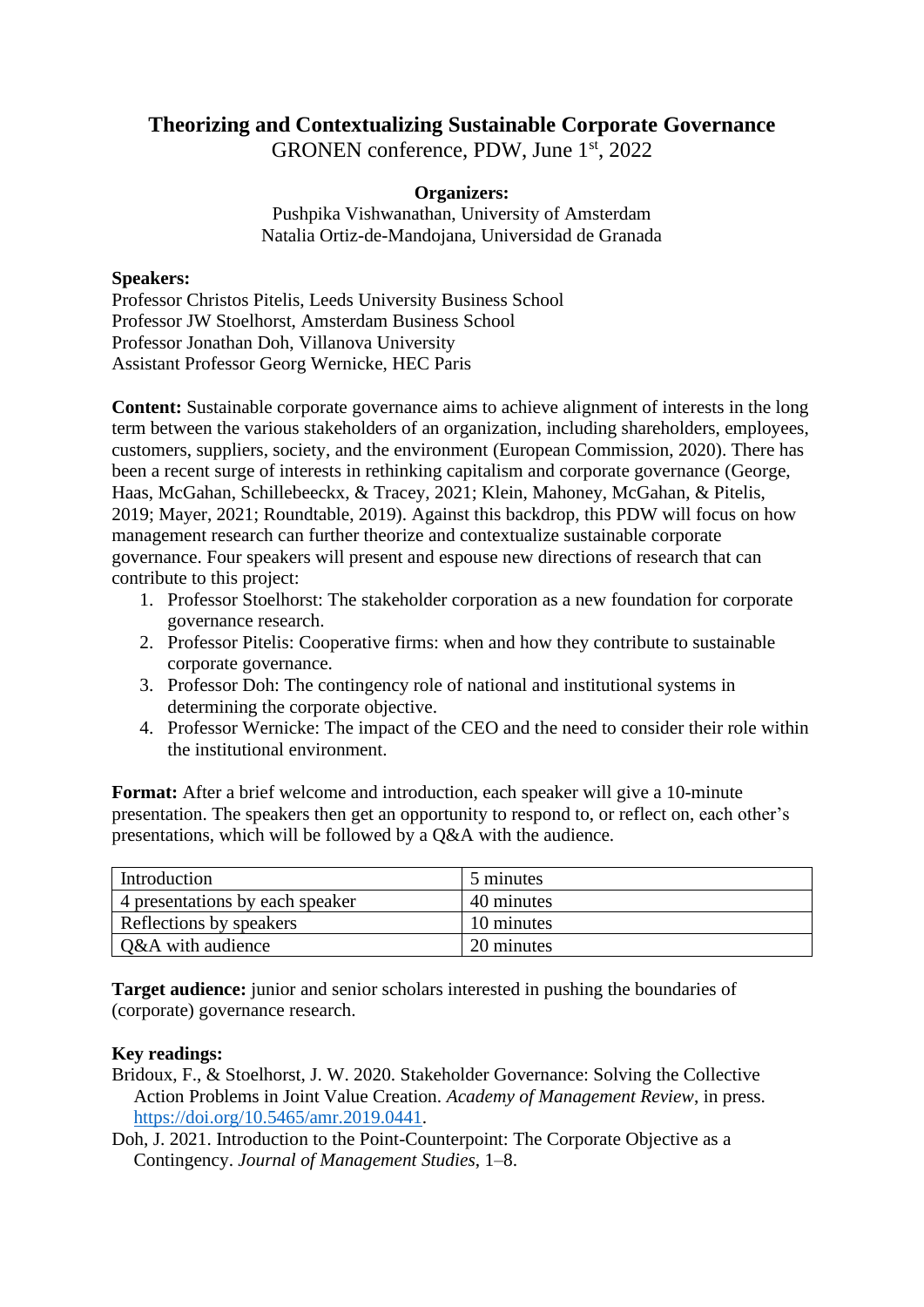# Theorizing and Contextualizing Sustainable Corporate Governance

GRONEN conference, PDW, June 1st, 2022

**Organizers:**

Pushpika Vishwanathan, University of Amsterdam
Natalia Ortiz-de-Mandojana, Universidad de Granada

**Speakers:**

Professor Christos Pitelis, Leeds University Business School
Professor JW Stoelhorst, Amsterdam Business School
Professor Jonathan Doh, Villanova University
Assistant Professor Georg Wernicke, HEC Paris

**Content:** Sustainable corporate governance aims to achieve alignment of interests in the long term between the various stakeholders of an organization, including shareholders, employees, customers, suppliers, society, and the environment (European Commission, 2020). There has been a recent surge of interests in rethinking capitalism and corporate governance (George, Haas, McGahan, Schillebeeckx, & Tracey, 2021; Klein, Mahoney, McGahan, & Pitelis, 2019; Mayer, 2021; Roundtable, 2019). Against this backdrop, this PDW will focus on how management research can further theorize and contextualize sustainable corporate governance. Four speakers will present and espouse new directions of research that can contribute to this project:

1. Professor Stoelhorst: The stakeholder corporation as a new foundation for corporate governance research.
2. Professor Pitelis: Cooperative firms: when and how they contribute to sustainable corporate governance.
3. Professor Doh: The contingency role of national and institutional systems in determining the corporate objective.
4. Professor Wernicke: The impact of the CEO and the need to consider their role within the institutional environment.

**Format:** After a brief welcome and introduction, each speaker will give a 10-minute presentation. The speakers then get an opportunity to respond to, or reflect on, each other's presentations, which will be followed by a Q&A with the audience.

| Introduction | 5 minutes |
|---|---|
| 4 presentations by each speaker | 40 minutes |
| Reflections by speakers | 10 minutes |
| Q&A with audience | 20 minutes |

**Target audience:** junior and senior scholars interested in pushing the boundaries of (corporate) governance research.

**Key readings:**

Bridoux, F., & Stoelhorst, J. W. 2020. Stakeholder Governance: Solving the Collective Action Problems in Joint Value Creation. *Academy of Management Review*, in press. https://doi.org/10.5465/amr.2019.0441.

Doh, J. 2021. Introduction to the Point-Counterpoint: The Corporate Objective as a Contingency. *Journal of Management Studies*, 1–8.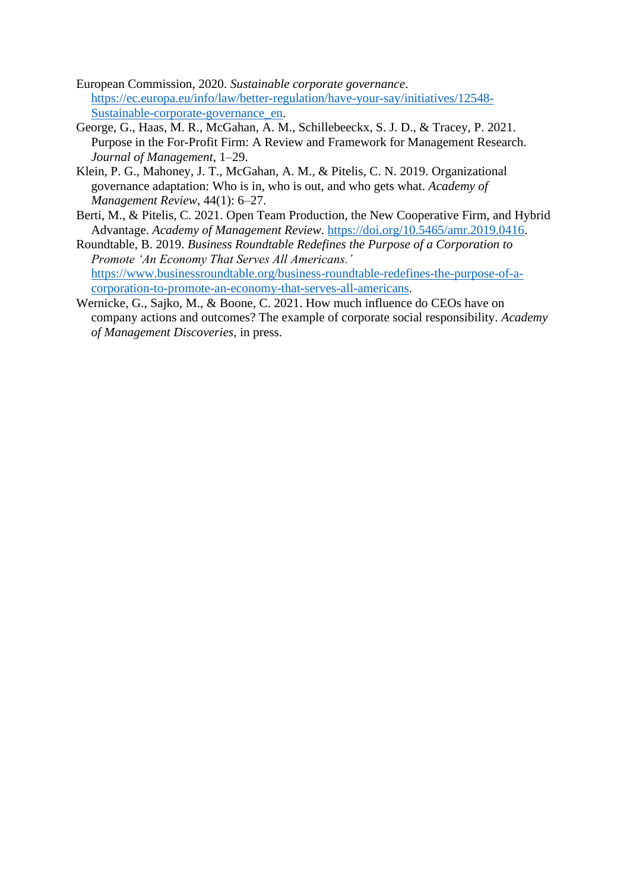European Commission, 2020. *Sustainable corporate governance*. https://ec.europa.eu/info/law/better-regulation/have-your-say/initiatives/12548-Sustainable-corporate-governance_en.

George, G., Haas, M. R., McGahan, A. M., Schillebeeckx, S. J. D., & Tracey, P. 2021. Purpose in the For-Profit Firm: A Review and Framework for Management Research. *Journal of Management*, 1–29.

Klein, P. G., Mahoney, J. T., McGahan, A. M., & Pitelis, C. N. 2019. Organizational governance adaptation: Who is in, who is out, and who gets what. *Academy of Management Review*, 44(1): 6–27.

Berti, M., & Pitelis, C. 2021. Open Team Production, the New Cooperative Firm, and Hybrid Advantage. *Academy of Management Review*. https://doi.org/10.5465/amr.2019.0416.

Roundtable, B. 2019. *Business Roundtable Redefines the Purpose of a Corporation to Promote 'An Economy That Serves All Americans.'* https://www.businessroundtable.org/business-roundtable-redefines-the-purpose-of-a-corporation-to-promote-an-economy-that-serves-all-americans.

Wernicke, G., Sajko, M., & Boone, C. 2021. How much influence do CEOs have on company actions and outcomes? The example of corporate social responsibility. *Academy of Management Discoveries*, in press.